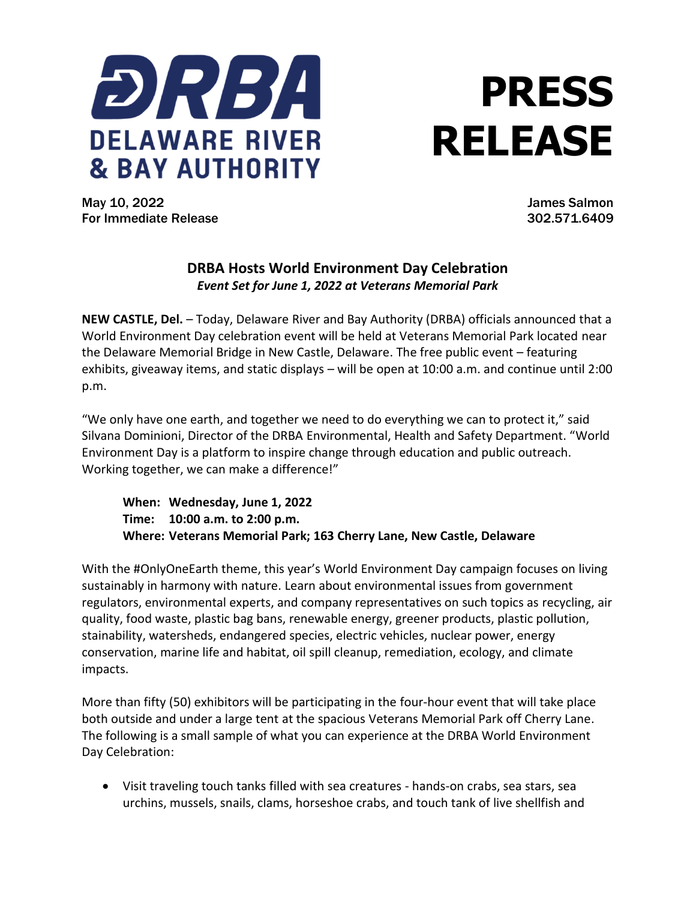DRBA
DELAWARE RIVER & BAY AUTHORITY

# PRESS RELEASE

May 10, 2022
For Immediate Release

James Salmon
302.571.6409

## DRBA Hosts World Environment Day Celebration

***Event Set for June 1, 2022 at Veterans Memorial Park***

**NEW CASTLE, Del.** – Today, Delaware River and Bay Authority (DRBA) officials announced that a World Environment Day celebration event will be held at Veterans Memorial Park located near the Delaware Memorial Bridge in New Castle, Delaware. The free public event – featuring exhibits, giveaway items, and static displays – will be open at 10:00 a.m. and continue until 2:00 p.m.

"We only have one earth, and together we need to do everything we can to protect it," said Silvana Dominioni, Director of the DRBA Environmental, Health and Safety Department. "World Environment Day is a platform to inspire change through education and public outreach. Working together, we can make a difference!"

**When: Wednesday, June 1, 2022**
**Time: 10:00 a.m. to 2:00 p.m.**
**Where: Veterans Memorial Park; 163 Cherry Lane, New Castle, Delaware**

With the #OnlyOneEarth theme, this year's World Environment Day campaign focuses on living sustainably in harmony with nature. Learn about environmental issues from government regulators, environmental experts, and company representatives on such topics as recycling, air quality, food waste, plastic bag bans, renewable energy, greener products, plastic pollution, stainability, watersheds, endangered species, electric vehicles, nuclear power, energy conservation, marine life and habitat, oil spill cleanup, remediation, ecology, and climate impacts.

More than fifty (50) exhibitors will be participating in the four-hour event that will take place both outside and under a large tent at the spacious Veterans Memorial Park off Cherry Lane. The following is a small sample of what you can experience at the DRBA World Environment Day Celebration:

- Visit traveling touch tanks filled with sea creatures - hands-on crabs, sea stars, sea urchins, mussels, snails, clams, horseshoe crabs, and touch tank of live shellfish and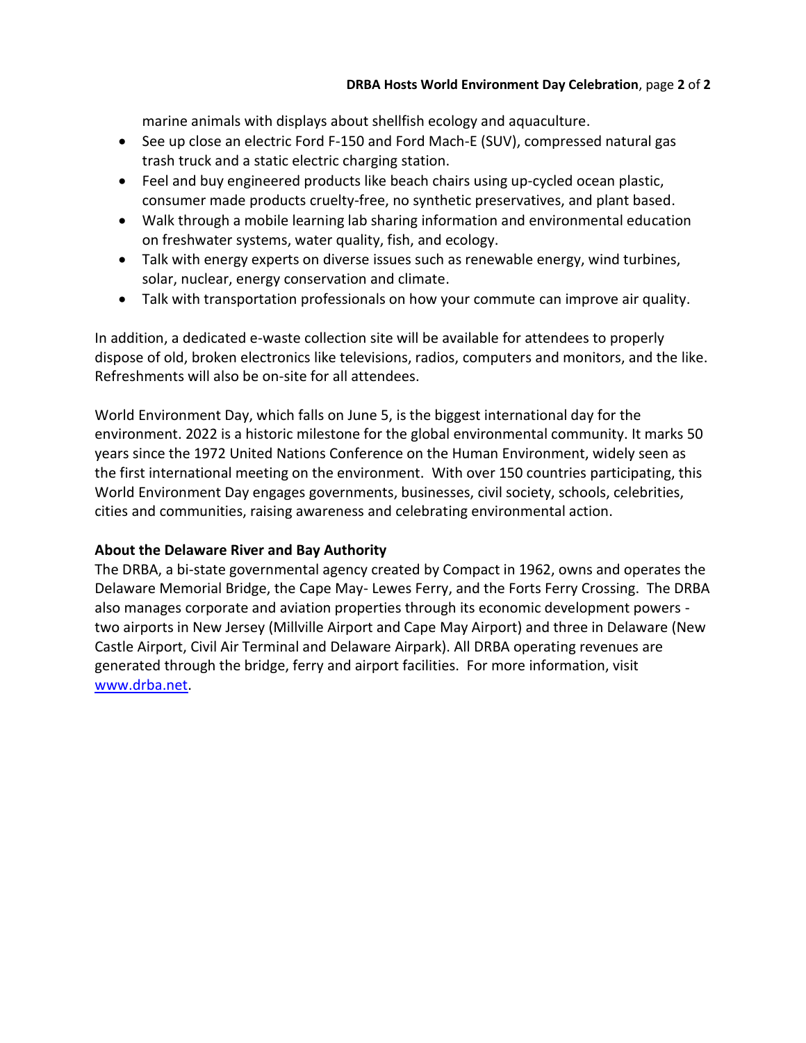marine animals with displays about shellfish ecology and aquaculture.

- See up close an electric Ford F-150 and Ford Mach-E (SUV), compressed natural gas trash truck and a static electric charging station.
- Feel and buy engineered products like beach chairs using up-cycled ocean plastic, consumer made products cruelty-free, no synthetic preservatives, and plant based.
- Walk through a mobile learning lab sharing information and environmental education on freshwater systems, water quality, fish, and ecology.
- Talk with energy experts on diverse issues such as renewable energy, wind turbines, solar, nuclear, energy conservation and climate.
- Talk with transportation professionals on how your commute can improve air quality.

In addition, a dedicated e-waste collection site will be available for attendees to properly dispose of old, broken electronics like televisions, radios, computers and monitors, and the like. Refreshments will also be on-site for all attendees.

World Environment Day, which falls on June 5, is the biggest international day for the environment. 2022 is a historic milestone for the global environmental community. It marks 50 years since the 1972 United Nations Conference on the Human Environment, widely seen as the first international meeting on the environment. With over 150 countries participating, this World Environment Day engages governments, businesses, civil society, schools, celebrities, cities and communities, raising awareness and celebrating environmental action.

**About the Delaware River and Bay Authority**

The DRBA, a bi-state governmental agency created by Compact in 1962, owns and operates the Delaware Memorial Bridge, the Cape May- Lewes Ferry, and the Forts Ferry Crossing. The DRBA also manages corporate and aviation properties through its economic development powers - two airports in New Jersey (Millville Airport and Cape May Airport) and three in Delaware (New Castle Airport, Civil Air Terminal and Delaware Airpark). All DRBA operating revenues are generated through the bridge, ferry and airport facilities. For more information, visit [www.drba.net](http://www.drba.net).